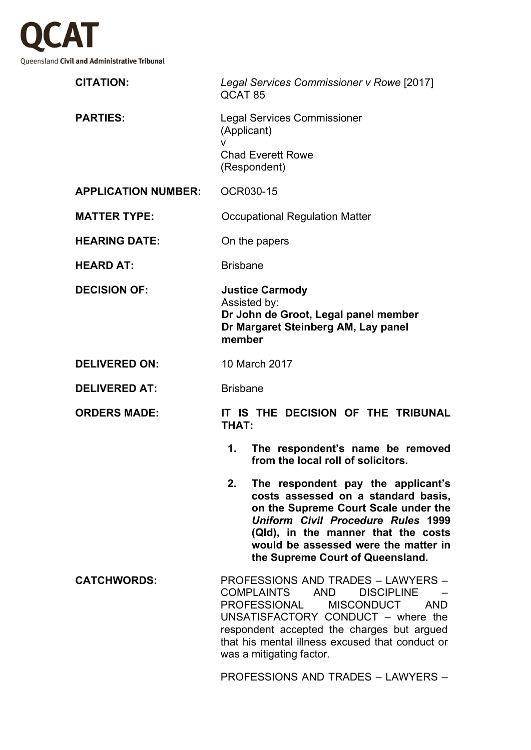**QCAT**

Queensland **Civil and Administrative Tribunal**

| | |
|---|---|
| **CITATION:** | *Legal Services Commissioner v Rowe* [2017] QCAT 85 |
| **PARTIES:** | Legal Services Commissioner (Applicant) v Chad Everett Rowe (Respondent) |
| **APPLICATION NUMBER:** | OCR030-15 |
| **MATTER TYPE:** | Occupational Regulation Matter |
| **HEARING DATE:** | On the papers |
| **HEARD AT:** | Brisbane |
| **DECISION OF:** | **Justice Carmody** Assisted by: **Dr John de Groot, Legal panel member** **Dr Margaret Steinberg AM, Lay panel member** |
| **DELIVERED ON:** | 10 March 2017 |
| **DELIVERED AT:** | Brisbane |
| **ORDERS MADE:** | **IT IS THE DECISION OF THE TRIBUNAL THAT:** |

**ORDERS MADE:**

**IT IS THE DECISION OF THE TRIBUNAL THAT:**

1. **The respondent's name be removed from the local roll of solicitors.**
2. **The respondent pay the applicant's costs assessed on a standard basis, on the Supreme Court Scale under the *Uniform Civil Procedure Rules* 1999 (Qld), in the manner that the costs would be assessed were the matter in the Supreme Court of Queensland.**

**CATCHWORDS:**

PROFESSIONS AND TRADES – LAWYERS – COMPLAINTS AND DISCIPLINE – PROFESSIONAL MISCONDUCT AND UNSATISFACTORY CONDUCT – where the respondent accepted the charges but argued that his mental illness excused that conduct or was a mitigating factor.

PROFESSIONS AND TRADES – LAWYERS –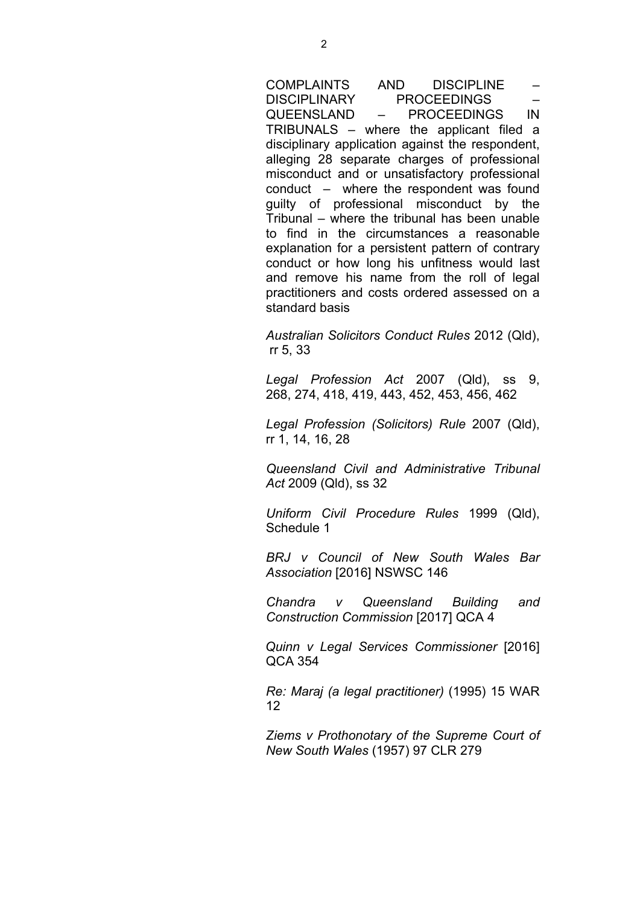COMPLAINTS AND DISCIPLINE – DISCIPLINARY PROCEEDINGS – QUEENSLAND – PROCEEDINGS IN TRIBUNALS – where the applicant filed a disciplinary application against the respondent, alleging 28 separate charges of professional misconduct and or unsatisfactory professional conduct – where the respondent was found guilty of professional misconduct by the Tribunal – where the tribunal has been unable to find in the circumstances a reasonable explanation for a persistent pattern of contrary conduct or how long his unfitness would last and remove his name from the roll of legal practitioners and costs ordered assessed on a standard basis

*Australian Solicitors Conduct Rules* 2012 (Qld), rr 5, 33

*Legal Profession Act* 2007 (Qld), ss 9, 268, 274, 418, 419, 443, 452, 453, 456, 462

*Legal Profession (Solicitors) Rule* 2007 (Qld), rr 1, 14, 16, 28

*Queensland Civil and Administrative Tribunal Act* 2009 (Qld), ss 32

*Uniform Civil Procedure Rules* 1999 (Qld), Schedule 1

*BRJ v Council of New South Wales Bar Association* [2016] NSWSC 146

*Chandra v Queensland Building and Construction Commission* [2017] QCA 4

*Quinn v Legal Services Commissioner* [2016] QCA 354

*Re: Maraj (a legal practitioner)* (1995) 15 WAR 12

*Ziems v Prothonotary of the Supreme Court of New South Wales* (1957) 97 CLR 279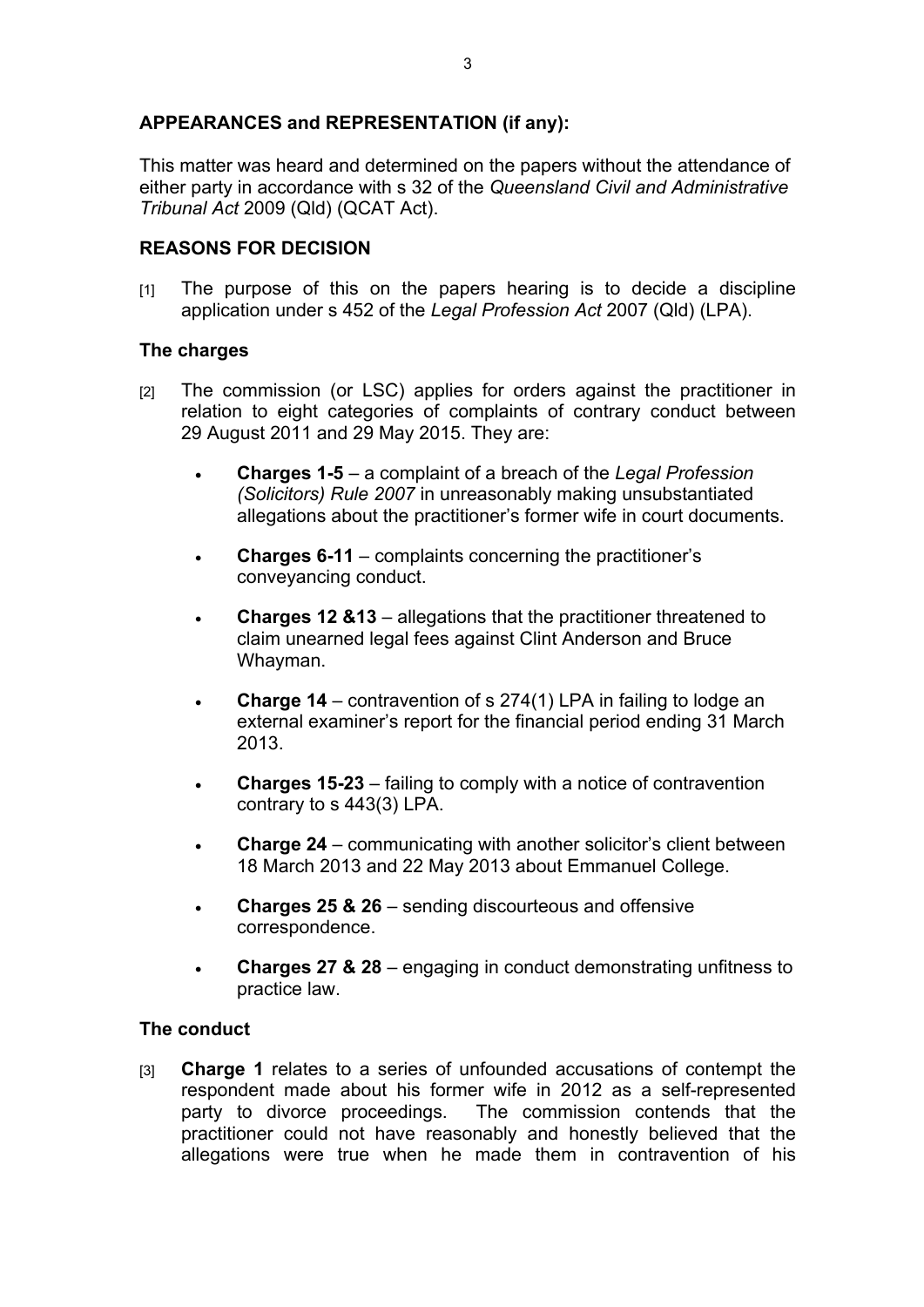### APPEARANCES and REPRESENTATION (if any):

This matter was heard and determined on the papers without the attendance of either party in accordance with s 32 of the *Queensland Civil and Administrative Tribunal Act* 2009 (Qld) (QCAT Act).

### REASONS FOR DECISION

[1] The purpose of this on the papers hearing is to decide a discipline application under s 452 of the *Legal Profession Act* 2007 (Qld) (LPA).

### The charges

[2] The commission (or LSC) applies for orders against the practitioner in relation to eight categories of complaints of contrary conduct between 29 August 2011 and 29 May 2015. They are:

- **Charges 1-5** – a complaint of a breach of the *Legal Profession (Solicitors) Rule 2007* in unreasonably making unsubstantiated allegations about the practitioner's former wife in court documents.
- **Charges 6-11** – complaints concerning the practitioner's conveyancing conduct.
- **Charges 12 &13** – allegations that the practitioner threatened to claim unearned legal fees against Clint Anderson and Bruce Whayman.
- **Charge 14** – contravention of s 274(1) LPA in failing to lodge an external examiner's report for the financial period ending 31 March 2013.
- **Charges 15-23** – failing to comply with a notice of contravention contrary to s 443(3) LPA.
- **Charge 24** – communicating with another solicitor's client between 18 March 2013 and 22 May 2013 about Emmanuel College.
- **Charges 25 & 26** – sending discourteous and offensive correspondence.
- **Charges 27 & 28** – engaging in conduct demonstrating unfitness to practice law.

### The conduct

[3] **Charge 1** relates to a series of unfounded accusations of contempt the respondent made about his former wife in 2012 as a self-represented party to divorce proceedings. The commission contends that the practitioner could not have reasonably and honestly believed that the allegations were true when he made them in contravention of his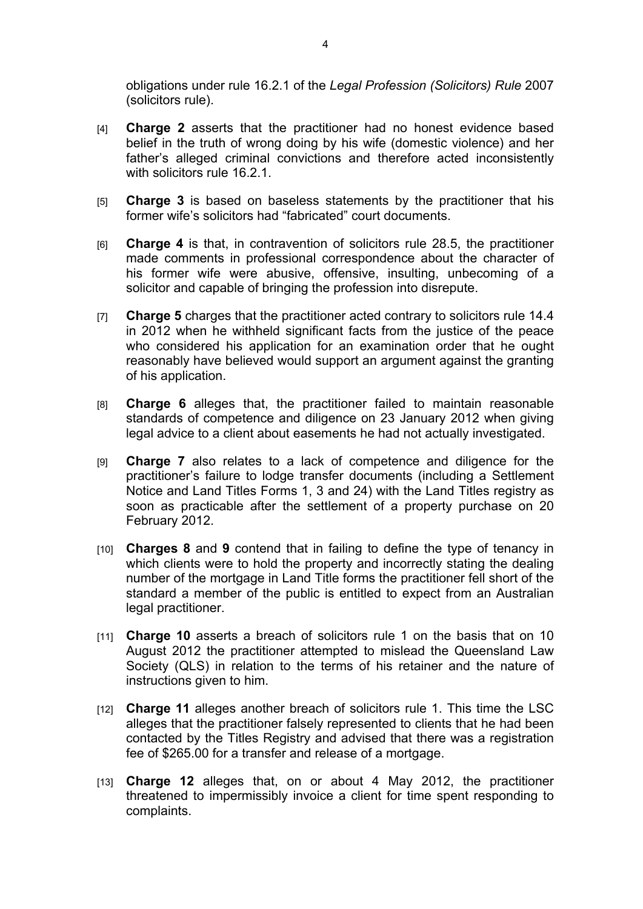obligations under rule 16.2.1 of the *Legal Profession (Solicitors) Rule* 2007 (solicitors rule).

[4] **Charge 2** asserts that the practitioner had no honest evidence based belief in the truth of wrong doing by his wife (domestic violence) and her father's alleged criminal convictions and therefore acted inconsistently with solicitors rule 16.2.1.

[5] **Charge 3** is based on baseless statements by the practitioner that his former wife's solicitors had "fabricated" court documents.

[6] **Charge 4** is that, in contravention of solicitors rule 28.5, the practitioner made comments in professional correspondence about the character of his former wife were abusive, offensive, insulting, unbecoming of a solicitor and capable of bringing the profession into disrepute.

[7] **Charge 5** charges that the practitioner acted contrary to solicitors rule 14.4 in 2012 when he withheld significant facts from the justice of the peace who considered his application for an examination order that he ought reasonably have believed would support an argument against the granting of his application.

[8] **Charge 6** alleges that, the practitioner failed to maintain reasonable standards of competence and diligence on 23 January 2012 when giving legal advice to a client about easements he had not actually investigated.

[9] **Charge 7** also relates to a lack of competence and diligence for the practitioner's failure to lodge transfer documents (including a Settlement Notice and Land Titles Forms 1, 3 and 24) with the Land Titles registry as soon as practicable after the settlement of a property purchase on 20 February 2012.

[10] **Charges 8** and **9** contend that in failing to define the type of tenancy in which clients were to hold the property and incorrectly stating the dealing number of the mortgage in Land Title forms the practitioner fell short of the standard a member of the public is entitled to expect from an Australian legal practitioner.

[11] **Charge 10** asserts a breach of solicitors rule 1 on the basis that on 10 August 2012 the practitioner attempted to mislead the Queensland Law Society (QLS) in relation to the terms of his retainer and the nature of instructions given to him.

[12] **Charge 11** alleges another breach of solicitors rule 1. This time the LSC alleges that the practitioner falsely represented to clients that he had been contacted by the Titles Registry and advised that there was a registration fee of $265.00 for a transfer and release of a mortgage.

[13] **Charge 12** alleges that, on or about 4 May 2012, the practitioner threatened to impermissibly invoice a client for time spent responding to complaints.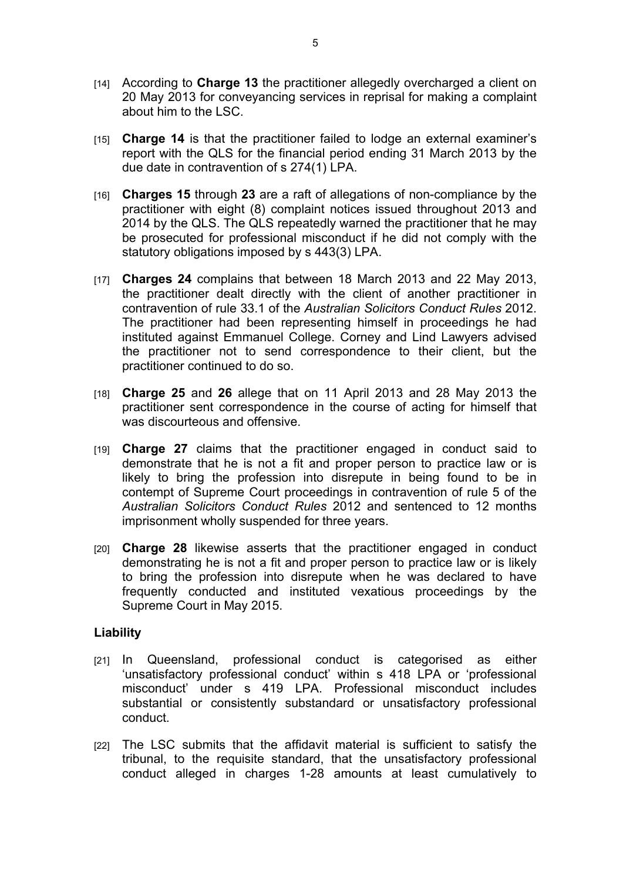[14] According to **Charge 13** the practitioner allegedly overcharged a client on 20 May 2013 for conveyancing services in reprisal for making a complaint about him to the LSC.

[15] **Charge 14** is that the practitioner failed to lodge an external examiner's report with the QLS for the financial period ending 31 March 2013 by the due date in contravention of s 274(1) LPA.

[16] **Charges 15** through **23** are a raft of allegations of non-compliance by the practitioner with eight (8) complaint notices issued throughout 2013 and 2014 by the QLS. The QLS repeatedly warned the practitioner that he may be prosecuted for professional misconduct if he did not comply with the statutory obligations imposed by s 443(3) LPA.

[17] **Charges 24** complains that between 18 March 2013 and 22 May 2013, the practitioner dealt directly with the client of another practitioner in contravention of rule 33.1 of the *Australian Solicitors Conduct Rules* 2012. The practitioner had been representing himself in proceedings he had instituted against Emmanuel College. Corney and Lind Lawyers advised the practitioner not to send correspondence to their client, but the practitioner continued to do so.

[18] **Charge 25** and **26** allege that on 11 April 2013 and 28 May 2013 the practitioner sent correspondence in the course of acting for himself that was discourteous and offensive.

[19] **Charge 27** claims that the practitioner engaged in conduct said to demonstrate that he is not a fit and proper person to practice law or is likely to bring the profession into disrepute in being found to be in contempt of Supreme Court proceedings in contravention of rule 5 of the *Australian Solicitors Conduct Rules* 2012 and sentenced to 12 months imprisonment wholly suspended for three years.

[20] **Charge 28** likewise asserts that the practitioner engaged in conduct demonstrating he is not a fit and proper person to practice law or is likely to bring the profession into disrepute when he was declared to have frequently conducted and instituted vexatious proceedings by the Supreme Court in May 2015.

## Liability

[21] In Queensland, professional conduct is categorised as either 'unsatisfactory professional conduct' within s 418 LPA or 'professional misconduct' under s 419 LPA. Professional misconduct includes substantial or consistently substandard or unsatisfactory professional conduct.

[22] The LSC submits that the affidavit material is sufficient to satisfy the tribunal, to the requisite standard, that the unsatisfactory professional conduct alleged in charges 1-28 amounts at least cumulatively to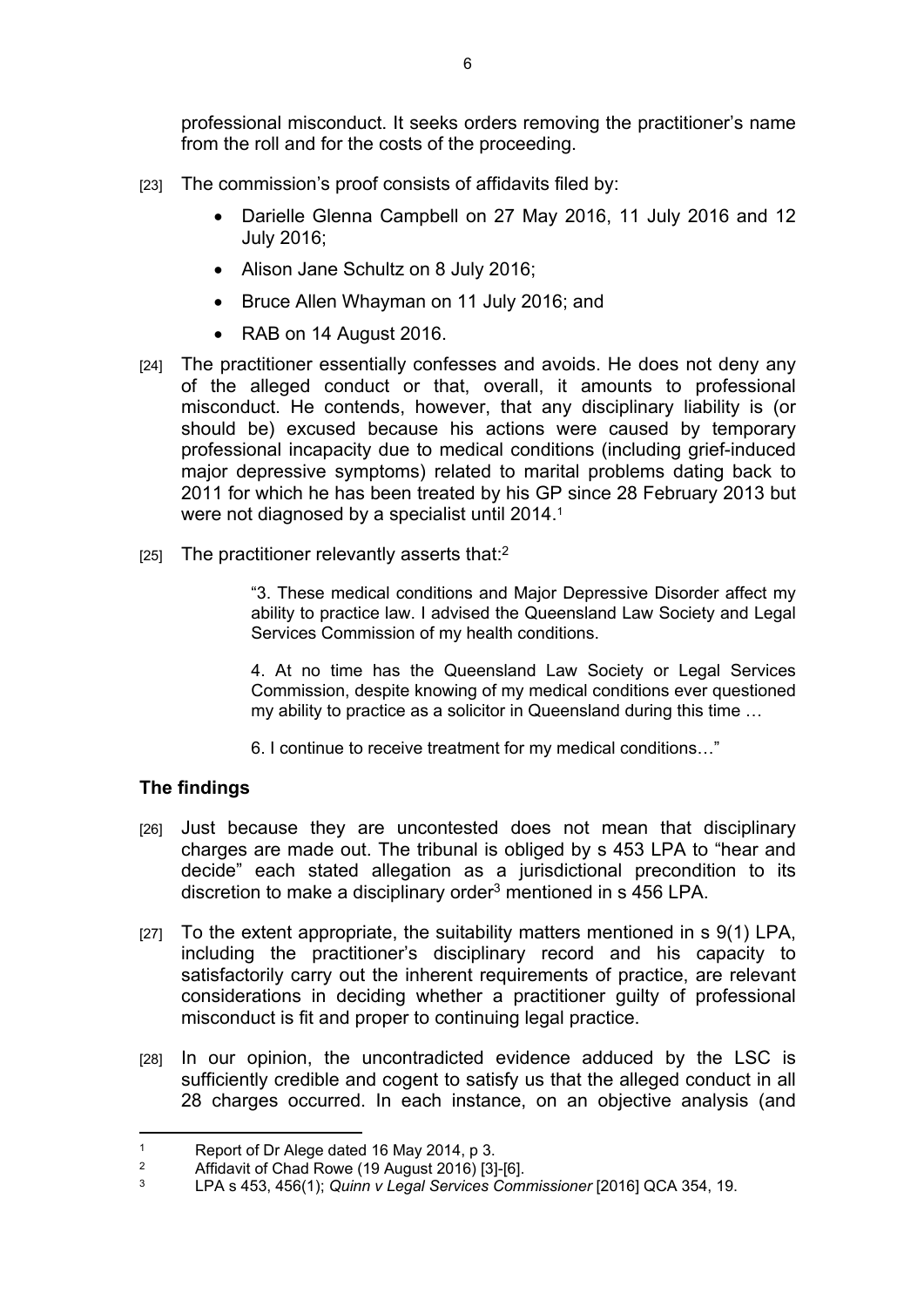professional misconduct. It seeks orders removing the practitioner's name from the roll and for the costs of the proceeding.

[23] The commission's proof consists of affidavits filed by:

- Darielle Glenna Campbell on 27 May 2016, 11 July 2016 and 12 July 2016;
- Alison Jane Schultz on 8 July 2016;
- Bruce Allen Whayman on 11 July 2016; and
- RAB on 14 August 2016.

[24] The practitioner essentially confesses and avoids. He does not deny any of the alleged conduct or that, overall, it amounts to professional misconduct. He contends, however, that any disciplinary liability is (or should be) excused because his actions were caused by temporary professional incapacity due to medical conditions (including grief-induced major depressive symptoms) related to marital problems dating back to 2011 for which he has been treated by his GP since 28 February 2013 but were not diagnosed by a specialist until 2014.[1]

[25] The practitioner relevantly asserts that:[2]

> "3. These medical conditions and Major Depressive Disorder affect my ability to practice law. I advised the Queensland Law Society and Legal Services Commission of my health conditions.
>
> 4. At no time has the Queensland Law Society or Legal Services Commission, despite knowing of my medical conditions ever questioned my ability to practice as a solicitor in Queensland during this time …
>
> 6. I continue to receive treatment for my medical conditions…"

## The findings

[26] Just because they are uncontested does not mean that disciplinary charges are made out. The tribunal is obliged by s 453 LPA to "hear and decide" each stated allegation as a jurisdictional precondition to its discretion to make a disciplinary order[3] mentioned in s 456 LPA.

[27] To the extent appropriate, the suitability matters mentioned in s 9(1) LPA, including the practitioner's disciplinary record and his capacity to satisfactorily carry out the inherent requirements of practice, are relevant considerations in deciding whether a practitioner guilty of professional misconduct is fit and proper to continuing legal practice.

[28] In our opinion, the uncontradicted evidence adduced by the LSC is sufficiently credible and cogent to satisfy us that the alleged conduct in all 28 charges occurred. In each instance, on an objective analysis (and

---

[1] Report of Dr Alege dated 16 May 2014, p 3.

[2] Affidavit of Chad Rowe (19 August 2016) [3]-[6].

[3] LPA s 453, 456(1); *Quinn v Legal Services Commissioner* [2016] QCA 354, 19.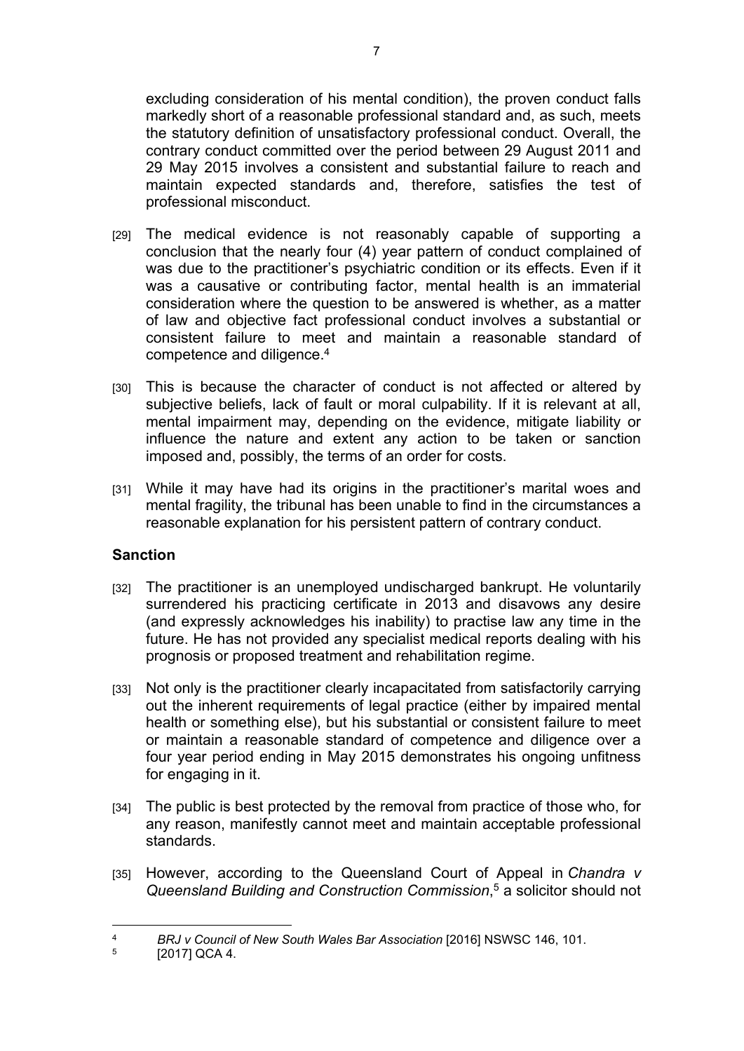excluding consideration of his mental condition), the proven conduct falls markedly short of a reasonable professional standard and, as such, meets the statutory definition of unsatisfactory professional conduct. Overall, the contrary conduct committed over the period between 29 August 2011 and 29 May 2015 involves a consistent and substantial failure to reach and maintain expected standards and, therefore, satisfies the test of professional misconduct.

[29] The medical evidence is not reasonably capable of supporting a conclusion that the nearly four (4) year pattern of conduct complained of was due to the practitioner's psychiatric condition or its effects. Even if it was a causative or contributing factor, mental health is an immaterial consideration where the question to be answered is whether, as a matter of law and objective fact professional conduct involves a substantial or consistent failure to meet and maintain a reasonable standard of competence and diligence.[4]

[30] This is because the character of conduct is not affected or altered by subjective beliefs, lack of fault or moral culpability. If it is relevant at all, mental impairment may, depending on the evidence, mitigate liability or influence the nature and extent any action to be taken or sanction imposed and, possibly, the terms of an order for costs.

[31] While it may have had its origins in the practitioner's marital woes and mental fragility, the tribunal has been unable to find in the circumstances a reasonable explanation for his persistent pattern of contrary conduct.

## Sanction

[32] The practitioner is an unemployed undischarged bankrupt. He voluntarily surrendered his practicing certificate in 2013 and disavows any desire (and expressly acknowledges his inability) to practise law any time in the future. He has not provided any specialist medical reports dealing with his prognosis or proposed treatment and rehabilitation regime.

[33] Not only is the practitioner clearly incapacitated from satisfactorily carrying out the inherent requirements of legal practice (either by impaired mental health or something else), but his substantial or consistent failure to meet or maintain a reasonable standard of competence and diligence over a four year period ending in May 2015 demonstrates his ongoing unfitness for engaging in it.

[34] The public is best protected by the removal from practice of those who, for any reason, manifestly cannot meet and maintain acceptable professional standards.

[35] However, according to the Queensland Court of Appeal in *Chandra v Queensland Building and Construction Commission*,[5] a solicitor should not

---

[4] *BRJ v Council of New South Wales Bar Association* [2016] NSWSC 146, 101.

[5] [2017] QCA 4.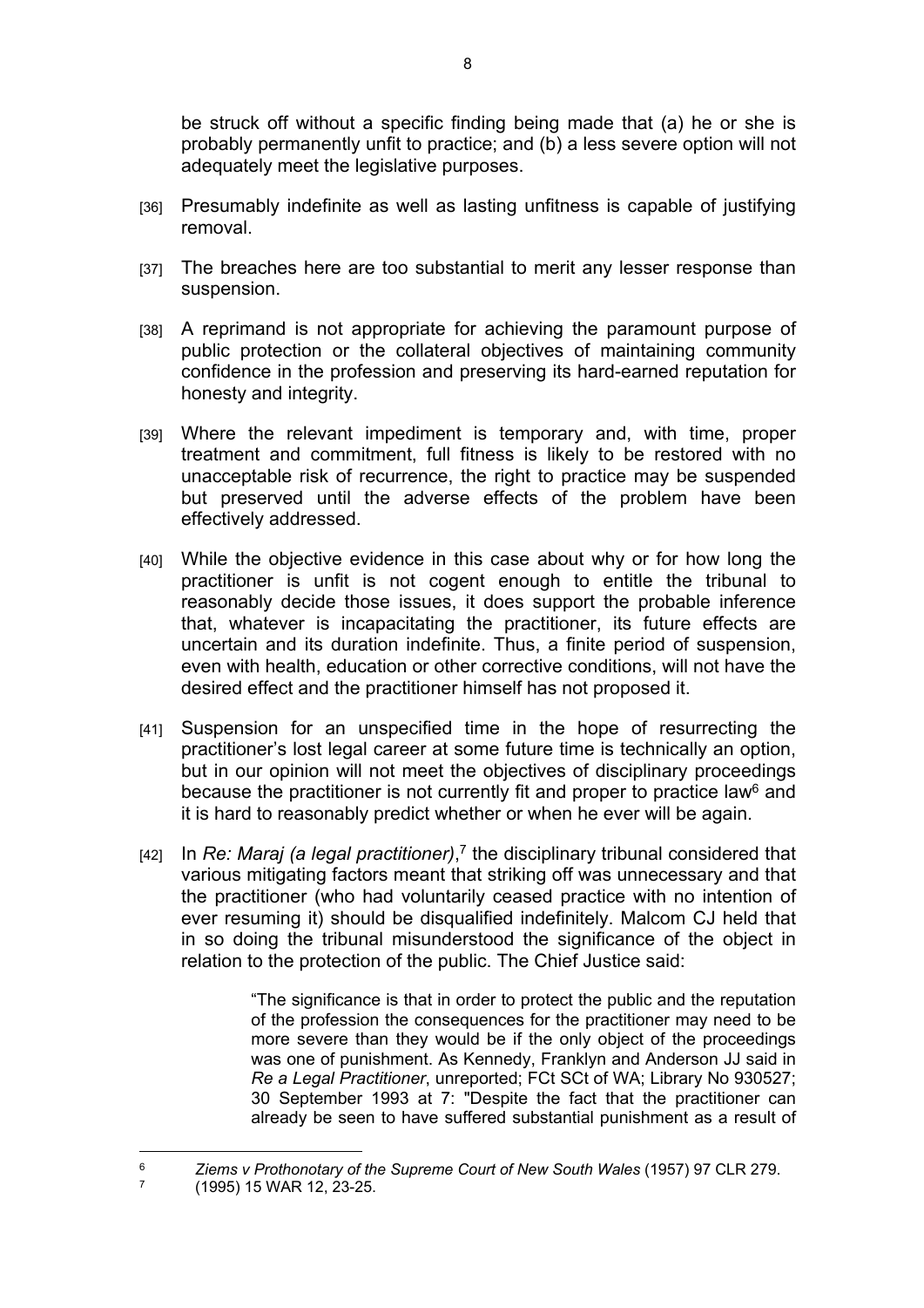be struck off without a specific finding being made that (a) he or she is probably permanently unfit to practice; and (b) a less severe option will not adequately meet the legislative purposes.

[36] Presumably indefinite as well as lasting unfitness is capable of justifying removal.

[37] The breaches here are too substantial to merit any lesser response than suspension.

[38] A reprimand is not appropriate for achieving the paramount purpose of public protection or the collateral objectives of maintaining community confidence in the profession and preserving its hard-earned reputation for honesty and integrity.

[39] Where the relevant impediment is temporary and, with time, proper treatment and commitment, full fitness is likely to be restored with no unacceptable risk of recurrence, the right to practice may be suspended but preserved until the adverse effects of the problem have been effectively addressed.

[40] While the objective evidence in this case about why or for how long the practitioner is unfit is not cogent enough to entitle the tribunal to reasonably decide those issues, it does support the probable inference that, whatever is incapacitating the practitioner, its future effects are uncertain and its duration indefinite. Thus, a finite period of suspension, even with health, education or other corrective conditions, will not have the desired effect and the practitioner himself has not proposed it.

[41] Suspension for an unspecified time in the hope of resurrecting the practitioner's lost legal career at some future time is technically an option, but in our opinion will not meet the objectives of disciplinary proceedings because the practitioner is not currently fit and proper to practice law[6] and it is hard to reasonably predict whether or when he ever will be again.

[42] In *Re: Maraj (a legal practitioner)*,[7] the disciplinary tribunal considered that various mitigating factors meant that striking off was unnecessary and that the practitioner (who had voluntarily ceased practice with no intention of ever resuming it) should be disqualified indefinitely. Malcom CJ held that in so doing the tribunal misunderstood the significance of the object in relation to the protection of the public. The Chief Justice said:

> "The significance is that in order to protect the public and the reputation of the profession the consequences for the practitioner may need to be more severe than they would be if the only object of the proceedings was one of punishment. As Kennedy, Franklyn and Anderson JJ said in *Re a Legal Practitioner*, unreported; FCt SCt of WA; Library No 930527; 30 September 1993 at 7: "Despite the fact that the practitioner can already be seen to have suffered substantial punishment as a result of

---

[6] *Ziems v Prothonotary of the Supreme Court of New South Wales* (1957) 97 CLR 279.

[7] (1995) 15 WAR 12, 23-25.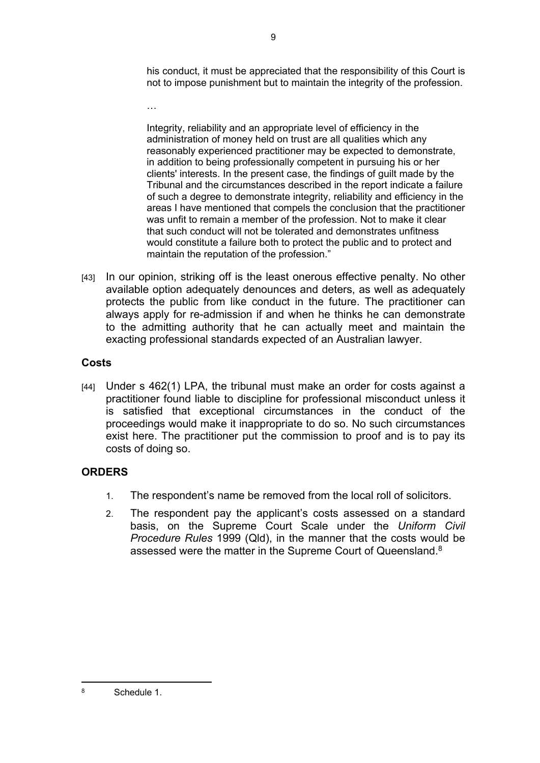> his conduct, it must be appreciated that the responsibility of this Court is not to impose punishment but to maintain the integrity of the profession.
>
> …
>
> Integrity, reliability and an appropriate level of efficiency in the administration of money held on trust are all qualities which any reasonably experienced practitioner may be expected to demonstrate, in addition to being professionally competent in pursuing his or her clients' interests. In the present case, the findings of guilt made by the Tribunal and the circumstances described in the report indicate a failure of such a degree to demonstrate integrity, reliability and efficiency in the areas I have mentioned that compels the conclusion that the practitioner was unfit to remain a member of the profession. Not to make it clear that such conduct will not be tolerated and demonstrates unfitness would constitute a failure both to protect the public and to protect and maintain the reputation of the profession."

[43] In our opinion, striking off is the least onerous effective penalty. No other available option adequately denounces and deters, as well as adequately protects the public from like conduct in the future. The practitioner can always apply for re-admission if and when he thinks he can demonstrate to the admitting authority that he can actually meet and maintain the exacting professional standards expected of an Australian lawyer.

## Costs

[44] Under s 462(1) LPA, the tribunal must make an order for costs against a practitioner found liable to discipline for professional misconduct unless it is satisfied that exceptional circumstances in the conduct of the proceedings would make it inappropriate to do so. No such circumstances exist here. The practitioner put the commission to proof and is to pay its costs of doing so.

## ORDERS

1. The respondent's name be removed from the local roll of solicitors.
2. The respondent pay the applicant's costs assessed on a standard basis, on the Supreme Court Scale under the *Uniform Civil Procedure Rules* 1999 (Qld), in the manner that the costs would be assessed were the matter in the Supreme Court of Queensland.[8]

---

[8] Schedule 1.